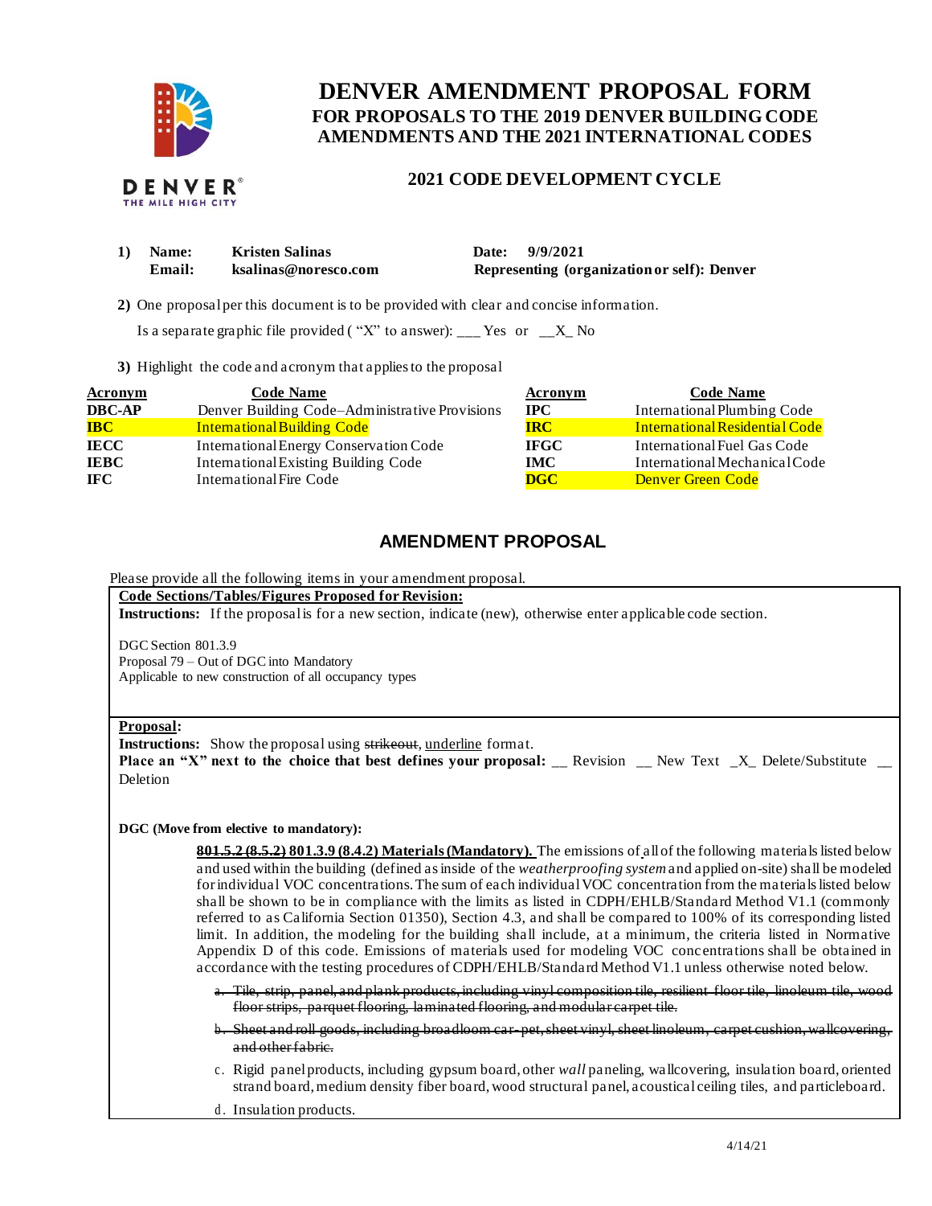# DENVER AMENDMENT PROPOSAL FORM

## FOR PROPOSALS TO THE 2019 DENVER BUILDING CODE AMENDMENTS AND THE 2021 INTERNATIONAL CODES

### 2021 CODE DEVELOPMENT CYCLE

**1) Name:** Kristen Salinas
**Email:** ksalinas@noresco.com
**Date:** 9/9/2021
**Representing (organization or self):** Denver

**2)** One proposal per this document is to be provided with clear and concise information.

Is a separate graphic file provided ( "X" to answer): ___ Yes or __X_ No

**3)** Highlight the code and acronym that applies to the proposal

| Acronym | Code Name | Acronym | Code Name |
|---|---|---|---|
| **DBC-AP** | Denver Building Code–Administrative Provisions | **IPC** | International Plumbing Code |
| **IBC** | International Building Code | **IRC** | International Residential Code |
| **IECC** | International Energy Conservation Code | **IFGC** | International Fuel Gas Code |
| **IEBC** | International Existing Building Code | **IMC** | International Mechanical Code |
| **IFC** | International Fire Code | **DGC** | Denver Green Code |

## AMENDMENT PROPOSAL

Please provide all the following items in your amendment proposal.

**Code Sections/Tables/Figures Proposed for Revision:**

**Instructions:** If the proposal is for a new section, indicate (new), otherwise enter applicable code section.

DGC Section 801.3.9
Proposal 79 – Out of DGC into Mandatory
Applicable to new construction of all occupancy types

**Proposal:**

**Instructions:** Show the proposal using ~~strikeout~~, underline format.

**Place an "X" next to the choice that best defines your proposal:** __ Revision __ New Text _X_ Delete/Substitute __ Deletion

**DGC (Move from elective to mandatory):**

<u>**801.5.2 (8.5.2)**</u> **801.3.9 (8.4.2) Materials (Mandatory).** The emissions of all of the following materials listed below and used within the building (defined as inside of the *weatherproofing system* and applied on-site) shall be modeled for individual VOC concentrations. The sum of each individual VOC concentration from the materials listed below shall be shown to be in compliance with the limits as listed in CDPH/EHLB/Standard Method V1.1 (commonly referred to as California Section 01350), Section 4.3, and shall be compared to 100% of its corresponding listed limit. In addition, the modeling for the building shall include, at a minimum, the criteria listed in Normative Appendix D of this code. Emissions of materials used for modeling VOC concentrations shall be obtained in accordance with the testing procedures of CDPH/EHLB/Standard Method V1.1 unless otherwise noted below.

a. ~~Tile, strip, panel, and plank products, including vinyl composition tile, resilient floor tile, linoleum tile, wood floor strips, parquet flooring, laminated flooring, and modular carpet tile.~~

b. ~~Sheet and roll goods, including broadloom car-pet, sheet vinyl, sheet linoleum, carpet cushion, wallcovering, and other fabric.~~

c. Rigid panel products, including gypsum board, other *wall* paneling, wallcovering, insulation board, oriented strand board, medium density fiber board, wood structural panel, acoustical ceiling tiles, and particleboard.

d. Insulation products.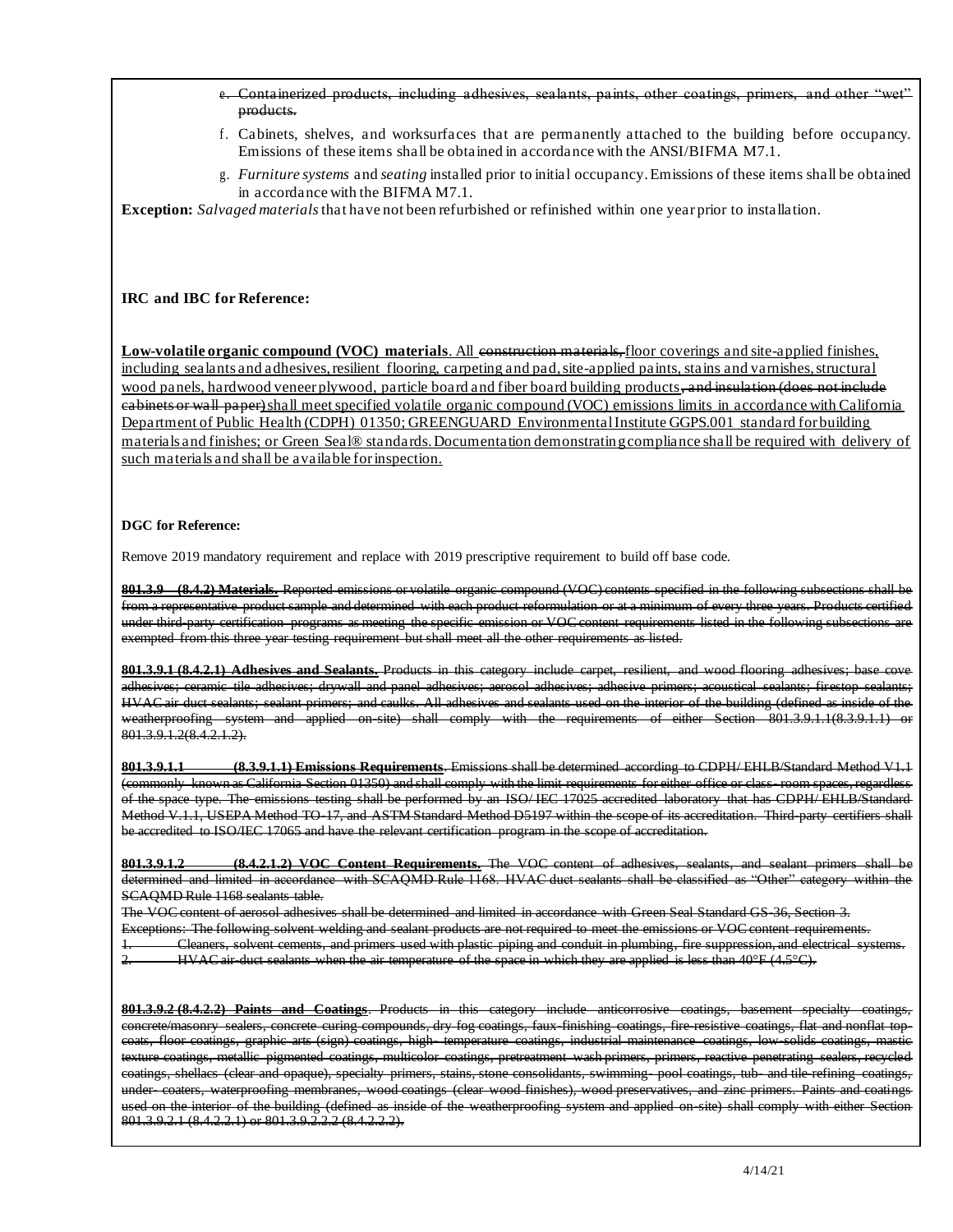e. ~~Containerized products, including adhesives, sealants, paints, other coatings, primers, and other "wet" products.~~

f. Cabinets, shelves, and worksurfaces that are permanently attached to the building before occupancy. Emissions of these items shall be obtained in accordance with the ANSI/BIFMA M7.1.

g. *Furniture systems* and *seating* installed prior to initial occupancy. Emissions of these items shall be obtained in accordance with the BIFMA M7.1.

**Exception:** *Salvaged materials* that have not been refurbished or refinished within one year prior to installation.

**IRC and IBC for Reference:**

<u>**Low-volatile organic compound (VOC) materials**. All</u> ~~construction materials,~~ <u>floor coverings and site-applied finishes, including sealants and adhesives, resilient flooring, carpeting and pad, site-applied paints, stains and varnishes, structural wood panels, hardwood veneer plywood, particle board and fiber board building products</u>~~, and insulation (does not include cabinets or wall paper)~~ <u>shall meet specified volatile organic compound (VOC) emissions limits in accordance with California Department of Public Health (CDPH) 01350; GREENGUARD Environmental Institute GGPS.001 standard for building materials and finishes; or Green Seal® standards. Documentation demonstrating compliance shall be required with delivery of such materials and shall be available for inspection.</u>

**DGC for Reference:**

Remove 2019 mandatory requirement and replace with 2019 prescriptive requirement to build off base code.

~~**801.3.9 (8.4.2) Materials.** Reported emissions or volatile organic compound (VOC) contents specified in the following subsections shall be from a representative product sample and determined with each product reformulation or at a minimum of every three years. Products certified under third-party certification programs as meeting the specific emission or VOC content requirements listed in the following subsections are exempted from this three year testing requirement but shall meet all the other requirements as listed.~~

~~**801.3.9.1 (8.4.2.1) Adhesives and Sealants.** Products in this category include carpet, resilient, and wood flooring adhesives; base cove adhesives; ceramic tile adhesives; drywall and panel adhesives; aerosol adhesives; adhesive primers; acoustical sealants; firestop sealants; HVAC air duct sealants; sealant primers; and caulks. All adhesives and sealants used on the interior of the building (defined as inside of the weatherproofing system and applied on-site) shall comply with the requirements of either Section 801.3.9.1.1(8.3.9.1.1) or 801.3.9.1.2(8.4.2.1.2).~~

~~**801.3.9.1.1 (8.3.9.1.1) Emissions Requirements.** Emissions shall be determined according to CDPH/EHLB/Standard Method V1.1 (commonly known as California Section 01350) and shall comply with the limit requirements for either office or class-room spaces, regardless of the space type. The emissions testing shall be performed by an ISO/IEC 17025 accredited laboratory that has CDPH/EHLB/Standard Method V.1.1, USEPA Method TO-17, and ASTM Standard Method D5197 within the scope of its accreditation. Third-party certifiers shall be accredited to ISO/IEC 17065 and have the relevant certification program in the scope of accreditation.~~

~~**801.3.9.1.2 (8.4.2.1.2) VOC Content Requirements.** The VOC content of adhesives, sealants, and sealant primers shall be determined and limited in accordance with SCAQMD Rule 1168. HVAC duct sealants shall be classified as "Other" category within the SCAQMD Rule 1168 sealants table.~~

~~The VOC content of aerosol adhesives shall be determined and limited in accordance with Green Seal Standard GS-36, Section 3.~~

~~Exceptions: The following solvent welding and sealant products are not required to meet the emissions or VOC content requirements.~~

1. ~~Cleaners, solvent cements, and primers used with plastic piping and conduit in plumbing, fire suppression, and electrical systems.~~
2. ~~HVAC air duct sealants when the air temperature of the space in which they are applied is less than 40°F (4.5°C).~~

~~**801.3.9.2 (8.4.2.2) Paints and Coatings.** Products in this category include anticorrosive coatings, basement specialty coatings, concrete/masonry sealers, concrete curing compounds, dry fog coatings, faux-finishing coatings, fire-resistive coatings, flat and nonflat top-coats, floor coatings, graphic arts (sign) coatings, high- temperature coatings, industrial maintenance coatings, low-solids coatings, mastic texture coatings, metallic pigmented coatings, multicolor coatings, pretreatment wash primers, primers, reactive penetrating sealers, recycled coatings, shellacs (clear and opaque), specialty primers, stains, stone consolidants, swimming- pool coatings, tub- and tile-refining coatings, under- coaters, waterproofing membranes, wood coatings (clear wood finishes), wood preservatives, and zinc primers. Paints and coatings used on the interior of the building (defined as inside of the weatherproofing system and applied on-site) shall comply with either Section 801.3.9.2.1 (8.4.2.2.1) or 801.3.9.2.2.2 (8.4.2.2.2).~~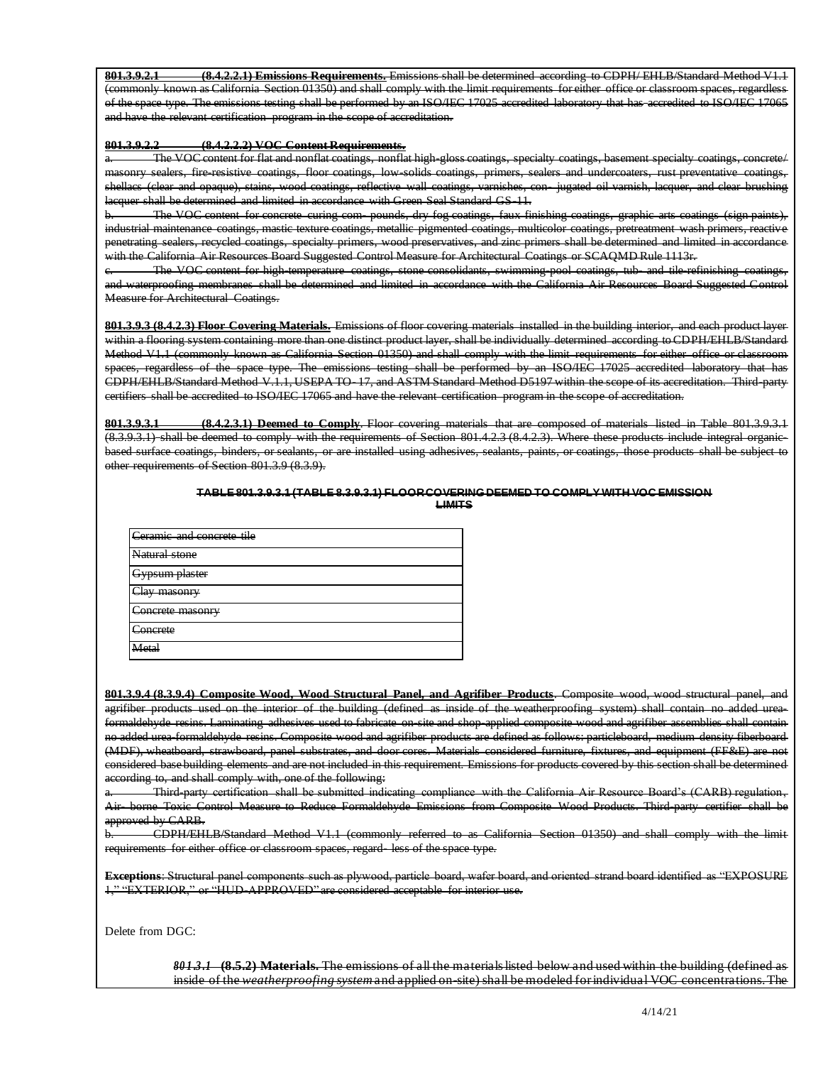~~**801.3.9.2.1 (8.4.2.2.1) Emissions Requirements.** Emissions shall be determined according to CDPH/ EHLB/Standard Method V1.1 (commonly known as California Section 01350) and shall comply with the limit requirements for either office or classroom spaces, regardless of the space type. The emissions testing shall be performed by an ISO/IEC 17025 accredited laboratory that has accredited to ISO/IEC 17065 and have the relevant certification program in the scope of accreditation.~~

~~**801.3.9.2.2 (8.4.2.2) VOC Content Requirements.**~~

~~a. The VOC content for flat and nonflat coatings, nonflat high-gloss coatings, specialty coatings, basement specialty coatings, concrete/ masonry sealers, fire-resistive coatings, floor coatings, low-solids coatings, primers, sealers and undercoaters, rust preventative coatings, shellacs (clear and opaque), stains, wood coatings, reflective wall coatings, varnishes, con- jugated oil varnish, lacquer, and clear brushing lacquer shall be determined and limited in accordance with Green Seal Standard GS-11.~~

~~b. The VOC content for concrete curing com- pounds, dry fog coatings, faux finishing coatings, graphic arts coatings (sign paints), industrial maintenance coatings, mastic texture coatings, metallic pigmented coatings, multicolor coatings, pretreatment wash primers, reactive penetrating sealers, recycled coatings, specialty primers, wood preservatives, and zinc primers shall be determined and limited in accordance with the California Air Resources Board Suggested Control Measure for Architectural Coatings or SCAQMD Rule 1113r.~~

~~c. The VOC content for high-temperature coatings, stone consolidants, swimming-pool coatings, tub- and tile-refinishing coatings, and waterproofing membranes shall be determined and limited in accordance with the California Air Resources Board Suggested Control Measure for Architectural Coatings.~~

~~**801.3.9.3 (8.4.2.3) Floor Covering Materials.** Emissions of floor covering materials installed in the building interior, and each product layer within a flooring system containing more than one distinct product layer, shall be individually determined according to CDPH/EHLB/Standard Method V1.1 (commonly known as California Section 01350) and shall comply with the limit requirements for either office or classroom spaces, regardless of the space type. The emissions testing shall be performed by an ISO/IEC 17025 accredited laboratory that has CDPH/EHLB/Standard Method V.1.1, USEPA TO- 17, and ASTM Standard Method D5197 within the scope of its accreditation. Third-party certifiers shall be accredited to ISO/IEC 17065 and have the relevant certification program in the scope of accreditation.~~

~~**801.3.9.3.1 (8.4.2.3.1) Deemed to Comply**. Floor covering materials that are composed of materials listed in Table 801.3.9.3.1 (8.3.9.3.1) shall be deemed to comply with the requirements of Section 801.4.2.3 (8.4.2.3). Where these products include integral organic-based surface coatings, binders, or sealants, or are installed using adhesives, sealants, paints, or coatings, those products shall be subject to other requirements of Section 801.3.9 (8.3.9).~~

~~**TABLE 801.3.9.3.1 (TABLE 8.3.9.3.1) FLOOR COVERING DEEMED TO COMPLY WITH VOC EMISSION LIMITS**~~

| ~~Ceramic and concrete tile~~ |
|---|
| ~~Natural stone~~ |
| ~~Gypsum plaster~~ |
| ~~Clay masonry~~ |
| ~~Concrete masonry~~ |
| ~~Concrete~~ |
| ~~Metal~~ |

~~**801.3.9.4 (8.3.9.4) Composite Wood, Wood Structural Panel, and Agrifiber Products**. Composite wood, wood structural panel, and agrifiber products used on the interior of the building (defined as inside of the weatherproofing system) shall contain no added urea-formaldehyde resins. Laminating adhesives used to fabricate on-site and shop-applied composite wood and agrifiber assemblies shall contain no added urea-formaldehyde resins. Composite wood and agrifiber products are defined as follows: particleboard, medium density fiberboard (MDF), wheatboard, strawboard, panel substrates, and door cores. Materials considered furniture, fixtures, and equipment (FF&E) are not considered base building elements and are not included in this requirement. Emissions for products covered by this section shall be determined according to, and shall comply with, one of the following:~~

~~a. Third-party certification shall be submitted indicating compliance with the California Air Resource Board's (CARB) regulation, Air- borne Toxic Control Measure to Reduce Formaldehyde Emissions from Composite Wood Products. Third-party certifier shall be approved by CARB.~~

~~b. CDPH/EHLB/Standard Method V1.1 (commonly referred to as California Section 01350) and shall comply with the limit requirements for either office or classroom spaces, regard- less of the space type.~~

~~**Exceptions**: Structural panel components such as plywood, particle board, wafer board, and oriented strand board identified as "EXPOSURE 1," "EXTERIOR," or "HUD-APPROVED" are considered acceptable for interior use.~~

Delete from DGC:

> ***801.3.1* (8.5.2) Materials.** The emissions of all the materials listed below and used within the building (defined as inside of the *weatherproofing system* and applied on-site) shall be modeled for individual VOC concentrations. The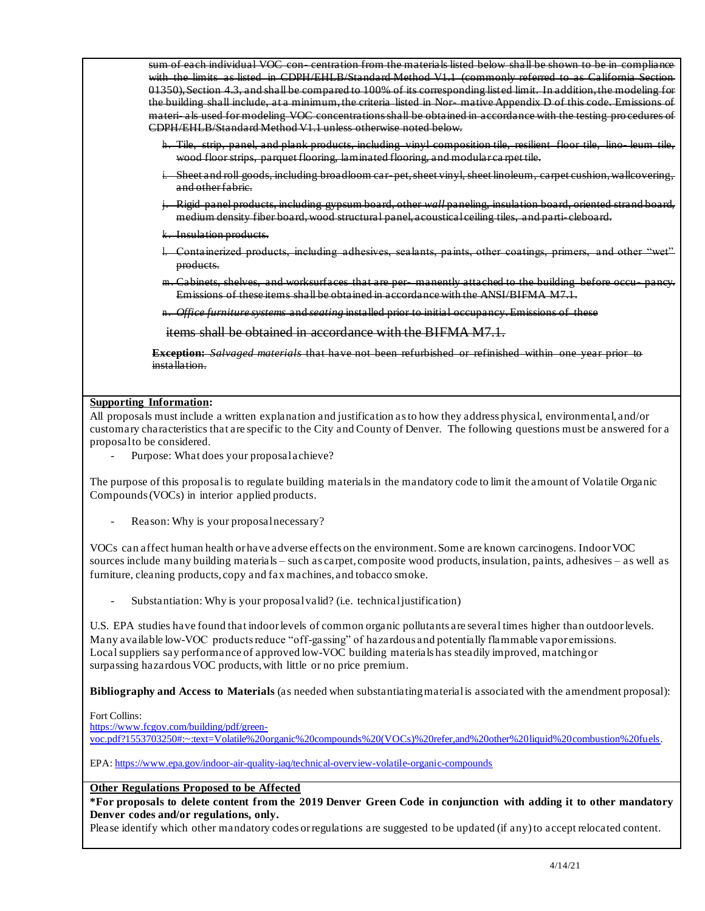~~sum of each individual VOC con- centration from the materials listed below shall be shown to be in compliance with the limits as listed in CDPH/EHLB/Standard Method V1.1 (commonly referred to as California Section 01350), Section 4.3, and shall be compared to 100% of its corresponding listed limit. In addition, the modeling for the building shall include, at a minimum, the criteria listed in Nor- mative Appendix D of this code. Emissions of materi- als used for modeling VOC concentrations shall be obtained in accordance with the testing procedures of CDPH/EHLB/Standard Method V1.1 unless otherwise noted below.~~

h. ~~Tile, strip, panel, and plank products, including vinyl composition tile, resilient floor tile, lino- leum tile, wood floor strips, parquet flooring, laminated flooring, and modular carpet tile.~~

i. ~~Sheet and roll goods, including broadloom car- pet, sheet vinyl, sheet linoleum, carpet cushion, wallcovering, and other fabric.~~

j. ~~Rigid panel products, including gypsum board, other *wall* paneling, insulation board, oriented strand board, medium density fiber board, wood structural panel, acoustical ceiling tiles, and parti- cleboard.~~

k. ~~Insulation products.~~

l. ~~Containerized products, including adhesives, sealants, paints, other coatings, primers, and other "wet" products.~~

m. ~~Cabinets, shelves, and worksurfaces that are per- manently attached to the building before occu- pancy. Emissions of these items shall be obtained in accordance with the ANSI/BIFMA M7.1.~~

n. ~~*Office furniture systems* and *seating* installed prior to initial occupancy. Emissions of these items shall be obtained in accordance with the BIFMA M7.1.~~

~~**Exception:** *Salvaged materials* that have not been refurbished or refinished within one year prior to installation.~~

**Supporting Information:**

All proposals must include a written explanation and justification as to how they address physical, environmental, and/or customary characteristics that are specific to the City and County of Denver. The following questions must be answered for a proposal to be considered.

- Purpose: What does your proposal achieve?

The purpose of this proposal is to regulate building materials in the mandatory code to limit the amount of Volatile Organic Compounds (VOCs) in interior applied products.

- Reason: Why is your proposal necessary?

VOCs can affect human health or have adverse effects on the environment. Some are known carcinogens. Indoor VOC sources include many building materials – such as carpet, composite wood products, insulation, paints, adhesives – as well as furniture, cleaning products, copy and fax machines, and tobacco smoke.

- Substantiation: Why is your proposal valid? (i.e. technical justification)

U.S. EPA studies have found that indoor levels of common organic pollutants are several times higher than outdoor levels. Many available low-VOC products reduce "off-gassing" of hazardous and potentially flammable vapor emissions. Local suppliers say performance of approved low-VOC building materials has steadily improved, matching or surpassing hazardous VOC products, with little or no price premium.

**Bibliography and Access to Materials** (as needed when substantiating material is associated with the amendment proposal):

Fort Collins:
https://www.fcgov.com/building/pdf/green-voc.pdf?1553703250#:~:text=Volatile%20organic%20compounds%20(VOCs)%20refer,and%20other%20liquid%20combustion%20fuels.

EPA: https://www.epa.gov/indoor-air-quality-iaq/technical-overview-volatile-organic-compounds

**Other Regulations Proposed to be Affected**

**\*For proposals to delete content from the 2019 Denver Green Code in conjunction with adding it to other mandatory Denver codes and/or regulations, only.**

Please identify which other mandatory codes or regulations are suggested to be updated (if any) to accept relocated content.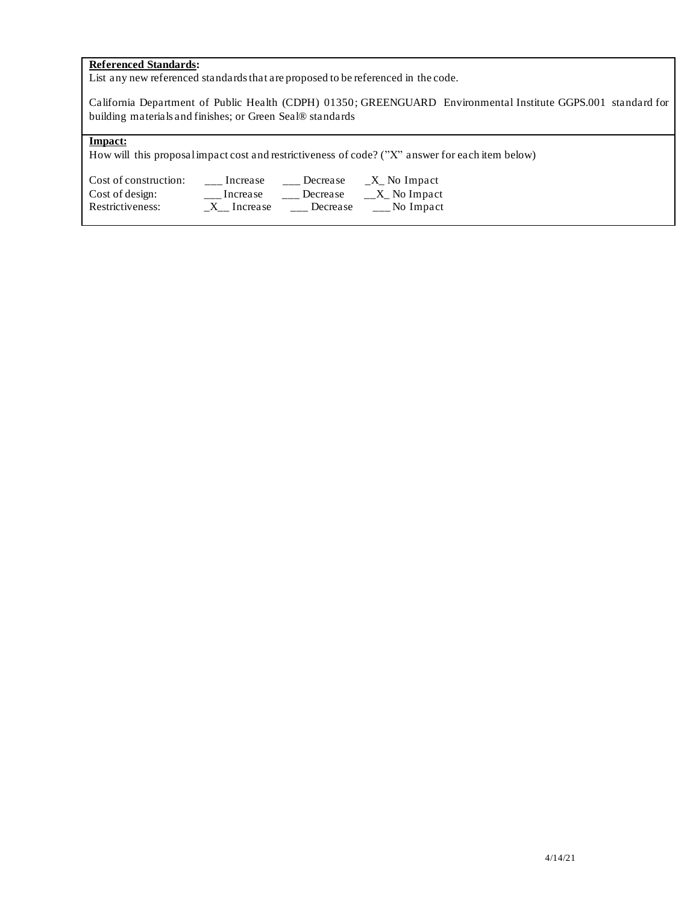**Referenced Standards:**

List any new referenced standards that are proposed to be referenced in the code.

California Department of Public Health (CDPH) 01350; GREENGUARD Environmental Institute GGPS.001 standard for building materials and finishes; or Green Seal® standards

**Impact:**

How will this proposal impact cost and restrictiveness of code? ("X" answer for each item below)

| | | | |
|---|---|---|---|
| Cost of construction: | ___ Increase | ___ Decrease | _X_ No Impact |
| Cost of design: | ___ Increase | ___ Decrease | __X_ No Impact |
| Restrictiveness: | _X__ Increase | ___ Decrease | ___ No Impact |

4/14/21